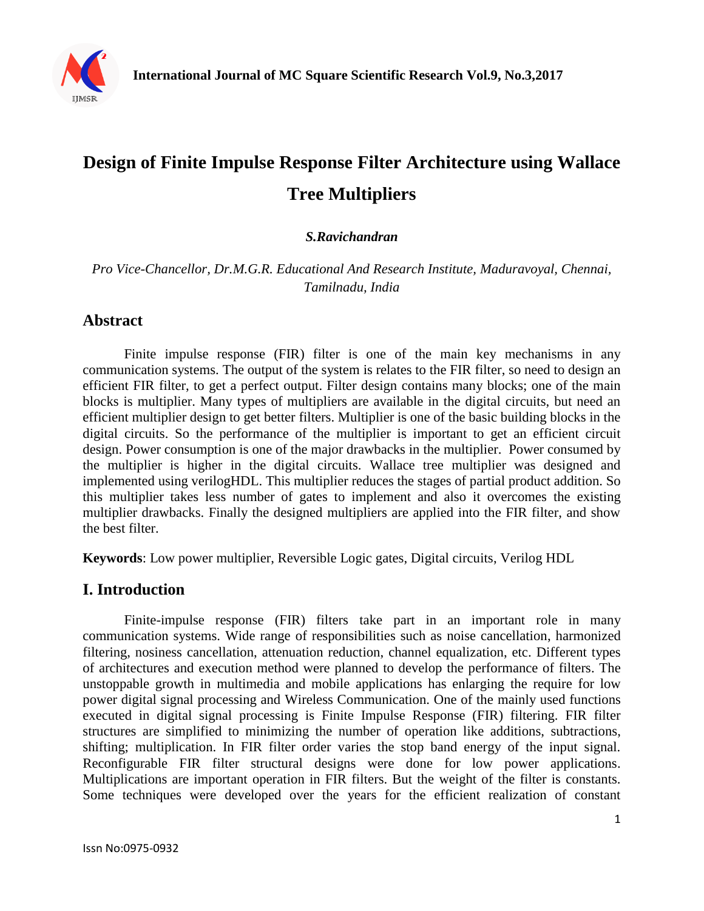# Design of Finite Impulse Response Filter Architecture using Wallace Tree Multipliers

***S.Ravichandran***

*Pro Vice-Chancellor, Dr.M.G.R. Educational And Research Institute, Maduravoyal, Chennai, Tamilnadu, India*

## Abstract

Finite impulse response (FIR) filter is one of the main key mechanisms in any communication systems. The output of the system is relates to the FIR filter, so need to design an efficient FIR filter, to get a perfect output. Filter design contains many blocks; one of the main blocks is multiplier. Many types of multipliers are available in the digital circuits, but need an efficient multiplier design to get better filters. Multiplier is one of the basic building blocks in the digital circuits. So the performance of the multiplier is important to get an efficient circuit design. Power consumption is one of the major drawbacks in the multiplier. Power consumed by the multiplier is higher in the digital circuits. Wallace tree multiplier was designed and implemented using verilogHDL. This multiplier reduces the stages of partial product addition. So this multiplier takes less number of gates to implement and also it overcomes the existing multiplier drawbacks. Finally the designed multipliers are applied into the FIR filter, and show the best filter.

**Keywords**: Low power multiplier, Reversible Logic gates, Digital circuits, Verilog HDL

## I. Introduction

Finite-impulse response (FIR) filters take part in an important role in many communication systems. Wide range of responsibilities such as noise cancellation, harmonized filtering, nosiness cancellation, attenuation reduction, channel equalization, etc. Different types of architectures and execution method were planned to develop the performance of filters. The unstoppable growth in multimedia and mobile applications has enlarging the require for low power digital signal processing and Wireless Communication. One of the mainly used functions executed in digital signal processing is Finite Impulse Response (FIR) filtering. FIR filter structures are simplified to minimizing the number of operation like additions, subtractions, shifting; multiplication. In FIR filter order varies the stop band energy of the input signal. Reconfigurable FIR filter structural designs were done for low power applications. Multiplications are important operation in FIR filters. But the weight of the filter is constants. Some techniques were developed over the years for the efficient realization of constant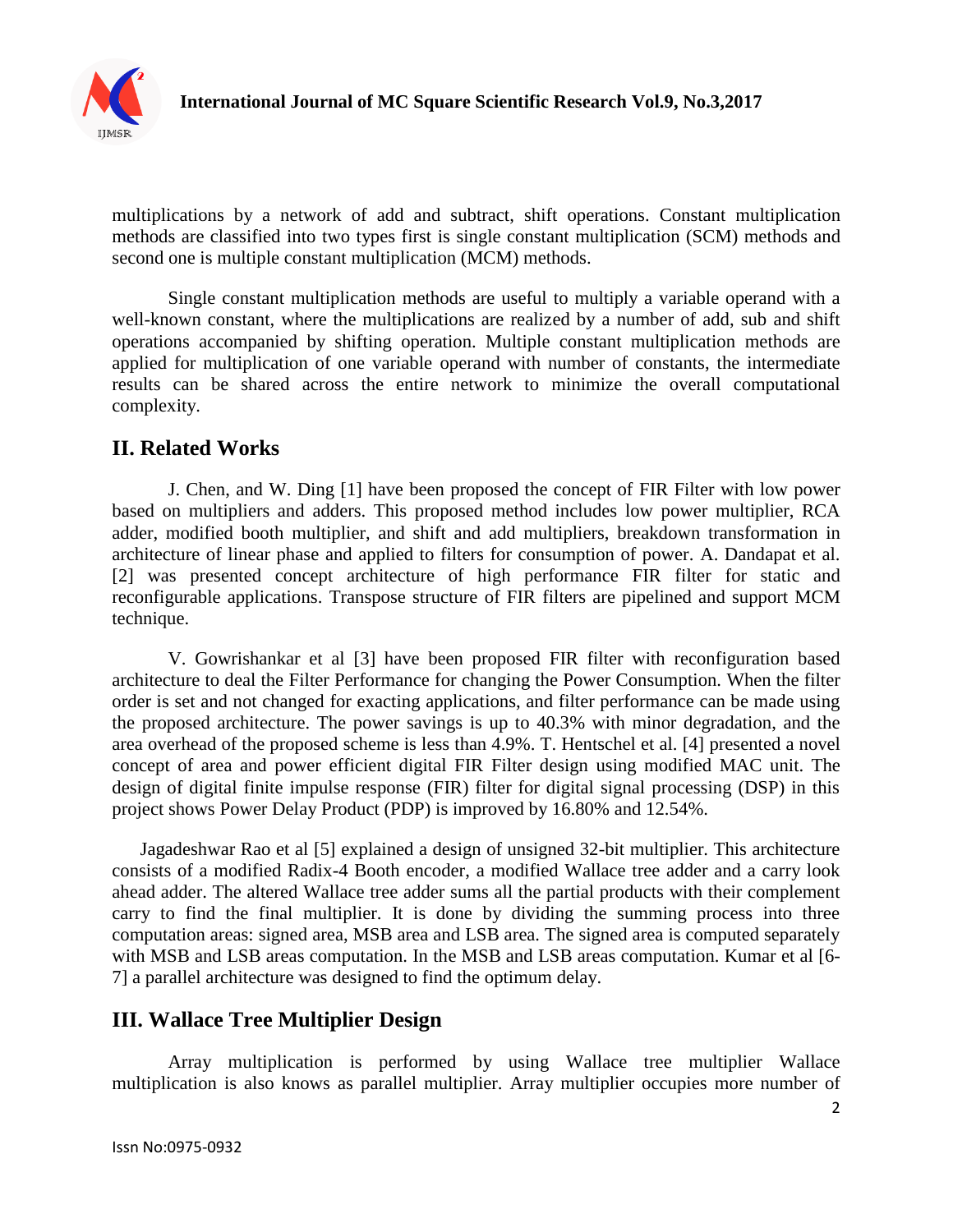multiplications by a network of add and subtract, shift operations. Constant multiplication methods are classified into two types first is single constant multiplication (SCM) methods and second one is multiple constant multiplication (MCM) methods.

Single constant multiplication methods are useful to multiply a variable operand with a well-known constant, where the multiplications are realized by a number of add, sub and shift operations accompanied by shifting operation. Multiple constant multiplication methods are applied for multiplication of one variable operand with number of constants, the intermediate results can be shared across the entire network to minimize the overall computational complexity.

## II. Related Works

J. Chen, and W. Ding [1] have been proposed the concept of FIR Filter with low power based on multipliers and adders. This proposed method includes low power multiplier, RCA adder, modified booth multiplier, and shift and add multipliers, breakdown transformation in architecture of linear phase and applied to filters for consumption of power. A. Dandapat et al. [2] was presented concept architecture of high performance FIR filter for static and reconfigurable applications. Transpose structure of FIR filters are pipelined and support MCM technique.

V. Gowrishankar et al [3] have been proposed FIR filter with reconfiguration based architecture to deal the Filter Performance for changing the Power Consumption. When the filter order is set and not changed for exacting applications, and filter performance can be made using the proposed architecture. The power savings is up to 40.3% with minor degradation, and the area overhead of the proposed scheme is less than 4.9%. T. Hentschel et al. [4] presented a novel concept of area and power efficient digital FIR Filter design using modified MAC unit. The design of digital finite impulse response (FIR) filter for digital signal processing (DSP) in this project shows Power Delay Product (PDP) is improved by 16.80% and 12.54%.

Jagadeshwar Rao et al [5] explained a design of unsigned 32-bit multiplier. This architecture consists of a modified Radix-4 Booth encoder, a modified Wallace tree adder and a carry look ahead adder. The altered Wallace tree adder sums all the partial products with their complement carry to find the final multiplier. It is done by dividing the summing process into three computation areas: signed area, MSB area and LSB area. The signed area is computed separately with MSB and LSB areas computation. In the MSB and LSB areas computation. Kumar et al [6-7] a parallel architecture was designed to find the optimum delay.

## III. Wallace Tree Multiplier Design

Array multiplication is performed by using Wallace tree multiplier Wallace multiplication is also knows as parallel multiplier. Array multiplier occupies more number of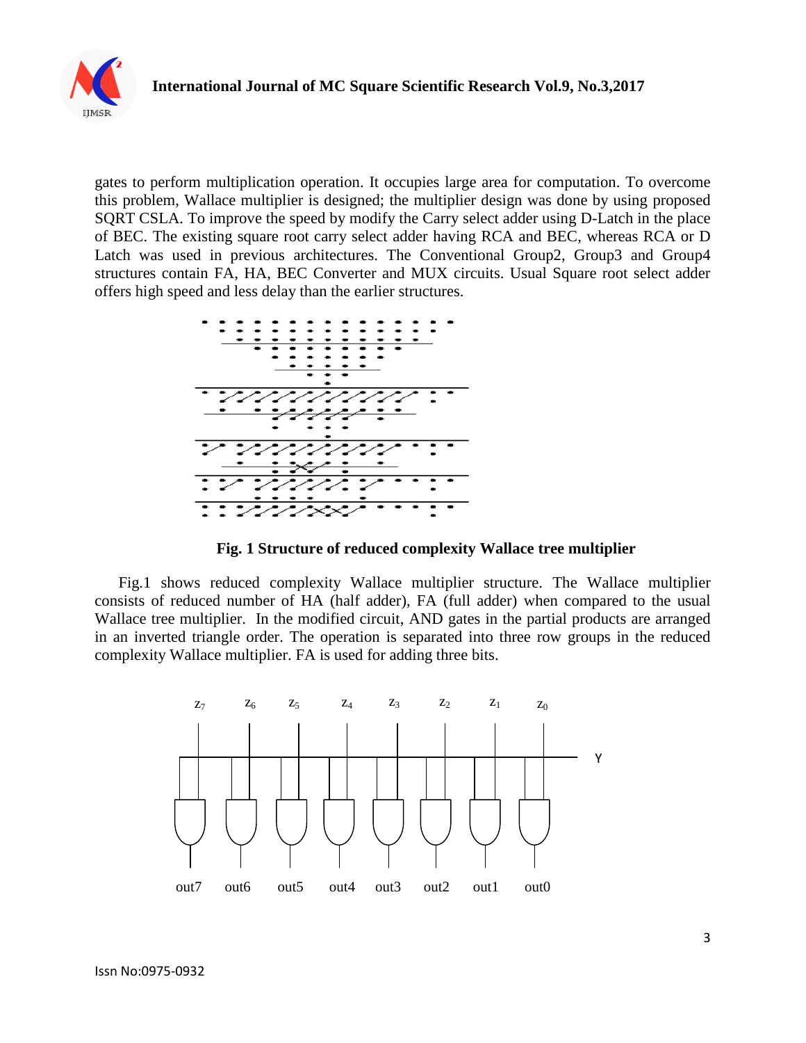gates to perform multiplication operation. It occupies large area for computation. To overcome this problem, Wallace multiplier is designed; the multiplier design was done by using proposed SQRT CSLA. To improve the speed by modify the Carry select adder using D-Latch in the place of BEC. The existing square root carry select adder having RCA and BEC, whereas RCA or D Latch was used in previous architectures. The Conventional Group2, Group3 and Group4 structures contain FA, HA, BEC Converter and MUX circuits. Usual Square root select adder offers high speed and less delay than the earlier structures.

**Fig. 1 Structure of reduced complexity Wallace tree multiplier**

Fig.1 shows reduced complexity Wallace multiplier structure. The Wallace multiplier consists of reduced number of HA (half adder), FA (full adder) when compared to the usual Wallace tree multiplier. In the modified circuit, AND gates in the partial products are arranged in an inverted triangle order. The operation is separated into three row groups in the reduced complexity Wallace multiplier. FA is used for adding three bits.

$z_7$ $z_6$ $z_5$ $z_4$ $z_3$ $z_2$ $z_1$ $z_0$

Y

out7 out6 out5 out4 out3 out2 out1 out0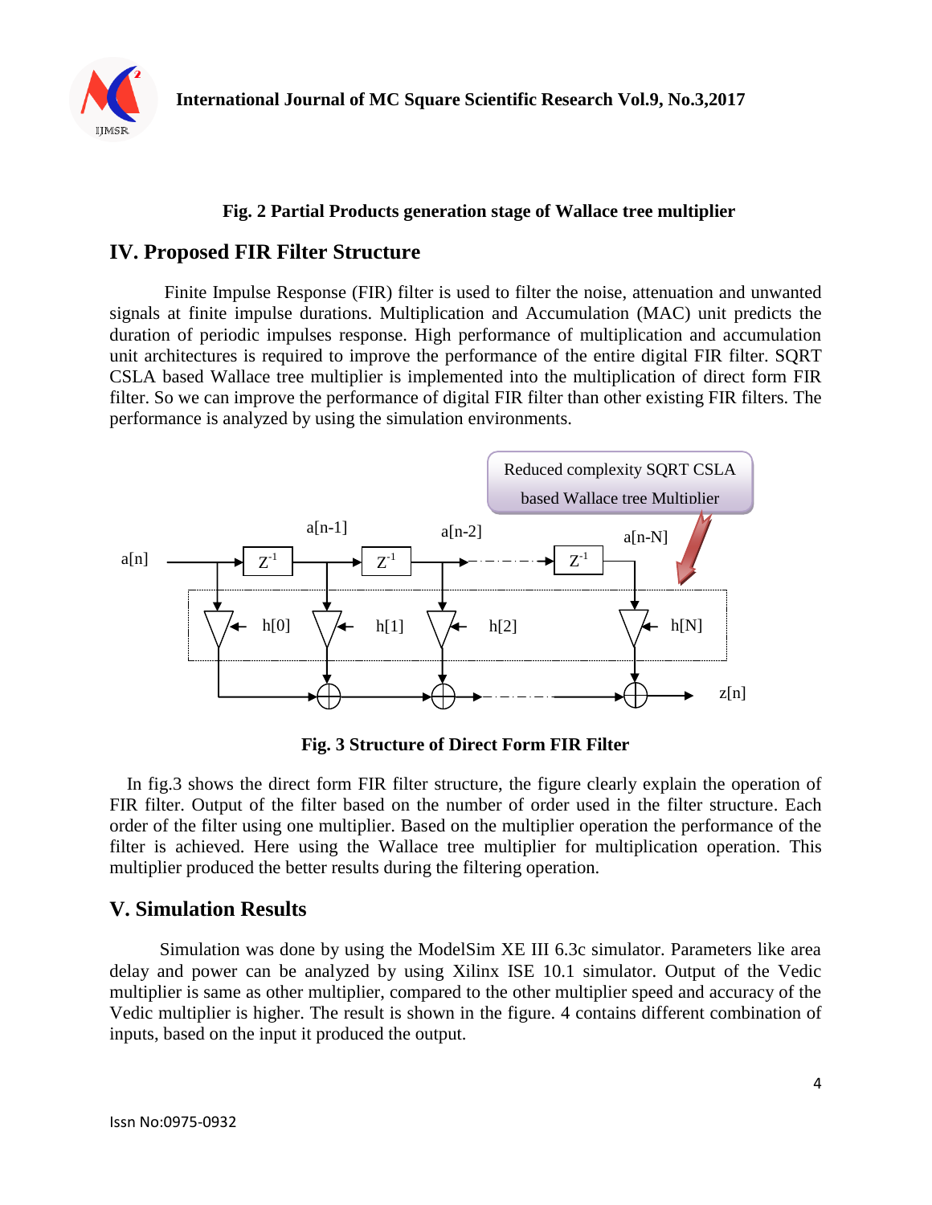**Fig. 2 Partial Products generation stage of Wallace tree multiplier**

## IV. Proposed FIR Filter Structure

Finite Impulse Response (FIR) filter is used to filter the noise, attenuation and unwanted signals at finite impulse durations. Multiplication and Accumulation (MAC) unit predicts the duration of periodic impulses response. High performance of multiplication and accumulation unit architectures is required to improve the performance of the entire digital FIR filter. SQRT CSLA based Wallace tree multiplier is implemented into the multiplication of direct form FIR filter. So we can improve the performance of digital FIR filter than other existing FIR filters. The performance is analyzed by using the simulation environments.

Reduced complexity SQRT CSLA based Wallace tree Multiplier

a[n]
a[n-1]
a[n-2]
a[n-N]
$Z^{-1}$
$Z^{-1}$
$Z^{-1}$
h[0]
h[1]
h[2]
h[N]
z[n]

**Fig. 3 Structure of Direct Form FIR Filter**

In fig.3 shows the direct form FIR filter structure, the figure clearly explain the operation of FIR filter. Output of the filter based on the number of order used in the filter structure. Each order of the filter using one multiplier. Based on the multiplier operation the performance of the filter is achieved. Here using the Wallace tree multiplier for multiplication operation. This multiplier produced the better results during the filtering operation.

## V. Simulation Results

Simulation was done by using the ModelSim XE III 6.3c simulator. Parameters like area delay and power can be analyzed by using Xilinx ISE 10.1 simulator. Output of the Vedic multiplier is same as other multiplier, compared to the other multiplier speed and accuracy of the Vedic multiplier is higher. The result is shown in the figure. 4 contains different combination of inputs, based on the input it produced the output.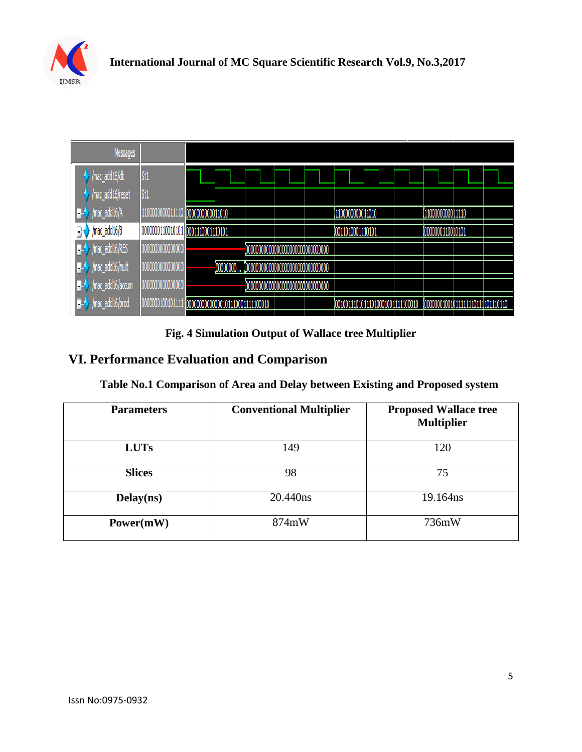Fig. 4 Simulation Output of Wallace tree Multiplier

## VI. Performance Evaluation and Comparison

**Table No.1 Comparison of Area and Delay between Existing and Proposed system**

| Parameters | Conventional Multiplier | Proposed Wallace tree Multiplier |
|---|---|---|
| **LUTs** | 149 | 120 |
| **Slices** | 98 | 75 |
| **Delay(ns)** | 20.440ns | 19.164ns |
| **Power(mW)** | 874mW | 736mW |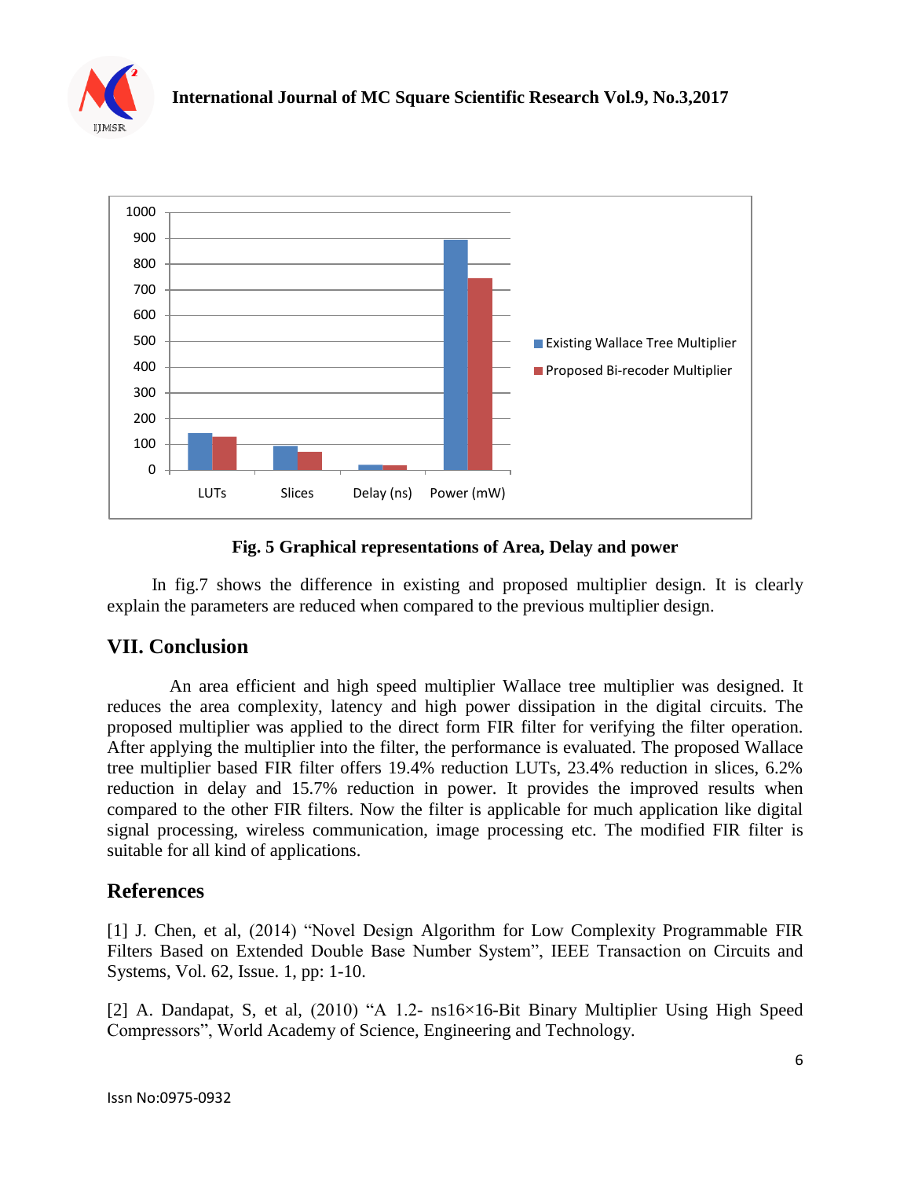1000
900
800
700
600
500
400
300
200
100
0

LUTs
Slices
Delay (ns)
Power (mW)

Existing Wallace Tree Multiplier
Proposed Bi-recoder Multiplier

**Fig. 5 Graphical representations of Area, Delay and power**

In fig.7 shows the difference in existing and proposed multiplier design. It is clearly explain the parameters are reduced when compared to the previous multiplier design.

## VII. Conclusion

An area efficient and high speed multiplier Wallace tree multiplier was designed. It reduces the area complexity, latency and high power dissipation in the digital circuits. The proposed multiplier was applied to the direct form FIR filter for verifying the filter operation. After applying the multiplier into the filter, the performance is evaluated. The proposed Wallace tree multiplier based FIR filter offers 19.4% reduction LUTs, 23.4% reduction in slices, 6.2% reduction in delay and 15.7% reduction in power. It provides the improved results when compared to the other FIR filters. Now the filter is applicable for much application like digital signal processing, wireless communication, image processing etc. The modified FIR filter is suitable for all kind of applications.

## References

[1] J. Chen, et al, (2014) "Novel Design Algorithm for Low Complexity Programmable FIR Filters Based on Extended Double Base Number System", IEEE Transaction on Circuits and Systems, Vol. 62, Issue. 1, pp: 1-10.

[2] A. Dandapat, S, et al, (2010) "A 1.2- ns16×16-Bit Binary Multiplier Using High Speed Compressors", World Academy of Science, Engineering and Technology.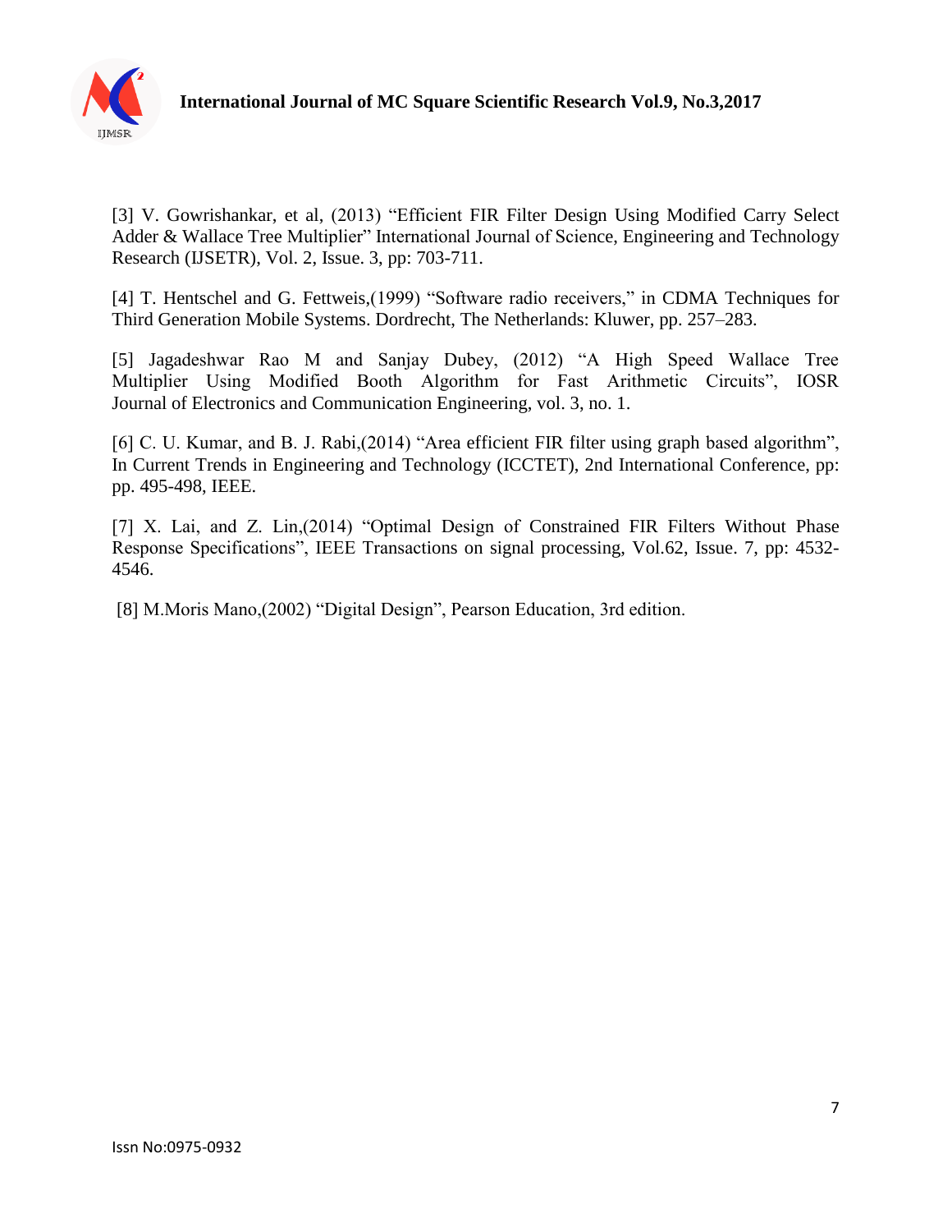[3] V. Gowrishankar, et al, (2013) "Efficient FIR Filter Design Using Modified Carry Select Adder & Wallace Tree Multiplier" International Journal of Science, Engineering and Technology Research (IJSETR), Vol. 2, Issue. 3, pp: 703-711.

[4] T. Hentschel and G. Fettweis,(1999) "Software radio receivers," in CDMA Techniques for Third Generation Mobile Systems. Dordrecht, The Netherlands: Kluwer, pp. 257–283.

[5] Jagadeshwar Rao M and Sanjay Dubey, (2012) "A High Speed Wallace Tree Multiplier Using Modified Booth Algorithm for Fast Arithmetic Circuits", IOSR Journal of Electronics and Communication Engineering, vol. 3, no. 1.

[6] C. U. Kumar, and B. J. Rabi,(2014) "Area efficient FIR filter using graph based algorithm", In Current Trends in Engineering and Technology (ICCTET), 2nd International Conference, pp: pp. 495-498, IEEE.

[7] X. Lai, and Z. Lin,(2014) "Optimal Design of Constrained FIR Filters Without Phase Response Specifications", IEEE Transactions on signal processing, Vol.62, Issue. 7, pp: 4532-4546.

[8] M.Moris Mano,(2002) "Digital Design", Pearson Education, 3rd edition.